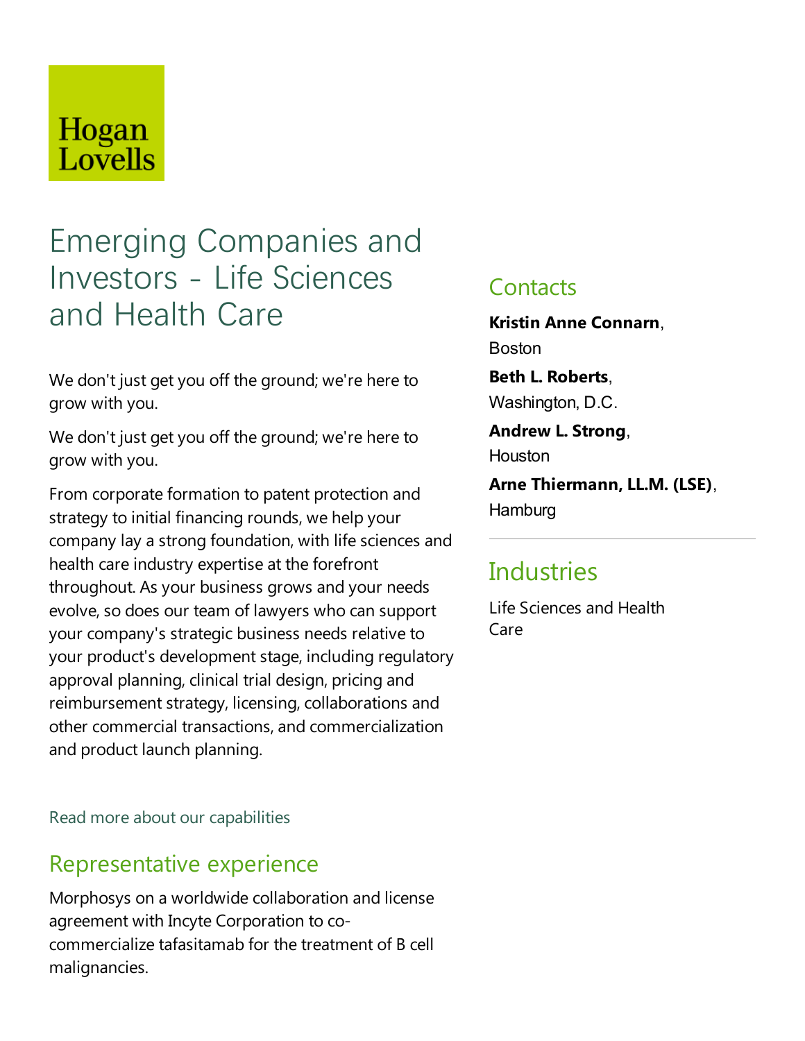Hogan Lovells

# Emerging Companies and Investors - Life Sciences and Health Care

We don't just get you off the ground; we're here to grow with you.

We don't just get you off the ground; we're here to grow with you.

From corporate formation to patent protection and strategy to initial financing rounds, we help your company lay a strong foundation, with life sciences and health care industry expertise at the forefront throughout. As your business grows and your needs evolve, so does our team of lawyers who can support your company's strategic business needs relative to your product's development stage, including regulatory approval planning, clinical trial design, pricing and reimbursement strategy, licensing, collaborations and other commercial transactions, and commercialization and product launch planning.

Read more about our capabilities

## Representative experience

Morphosys on a worldwide collaboration and license agreement with Incyte Corporation to co-commercialize tafasitamab for the treatment of B cell malignancies.

## Contacts

**Kristin Anne Connarn**, Boston

**Beth L. Roberts**, Washington, D.C.

**Andrew L. Strong**, Houston

**Arne Thiermann, LL.M. (LSE)**, Hamburg

## Industries

Life Sciences and Health Care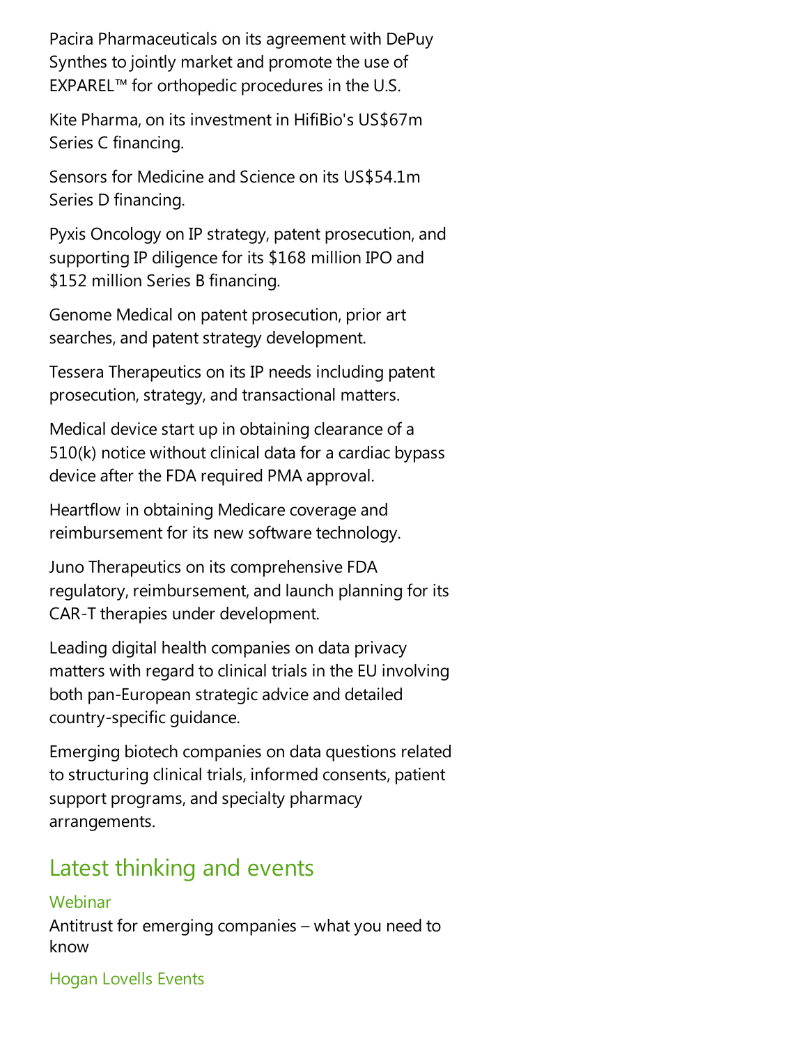Pacira Pharmaceuticals on its agreement with DePuy Synthes to jointly market and promote the use of EXPAREL™ for orthopedic procedures in the U.S.

Kite Pharma, on its investment in HifiBio's US$67m Series C financing.

Sensors for Medicine and Science on its US$54.1m Series D financing.

Pyxis Oncology on IP strategy, patent prosecution, and supporting IP diligence for its $168 million IPO and $152 million Series B financing.

Genome Medical on patent prosecution, prior art searches, and patent strategy development.

Tessera Therapeutics on its IP needs including patent prosecution, strategy, and transactional matters.

Medical device start up in obtaining clearance of a 510(k) notice without clinical data for a cardiac bypass device after the FDA required PMA approval.

Heartflow in obtaining Medicare coverage and reimbursement for its new software technology.

Juno Therapeutics on its comprehensive FDA regulatory, reimbursement, and launch planning for its CAR-T therapies under development.

Leading digital health companies on data privacy matters with regard to clinical trials in the EU involving both pan-European strategic advice and detailed country-specific guidance.

Emerging biotech companies on data questions related to structuring clinical trials, informed consents, patient support programs, and specialty pharmacy arrangements.

## Latest thinking and events

Webinar

Antitrust for emerging companies – what you need to know

Hogan Lovells Events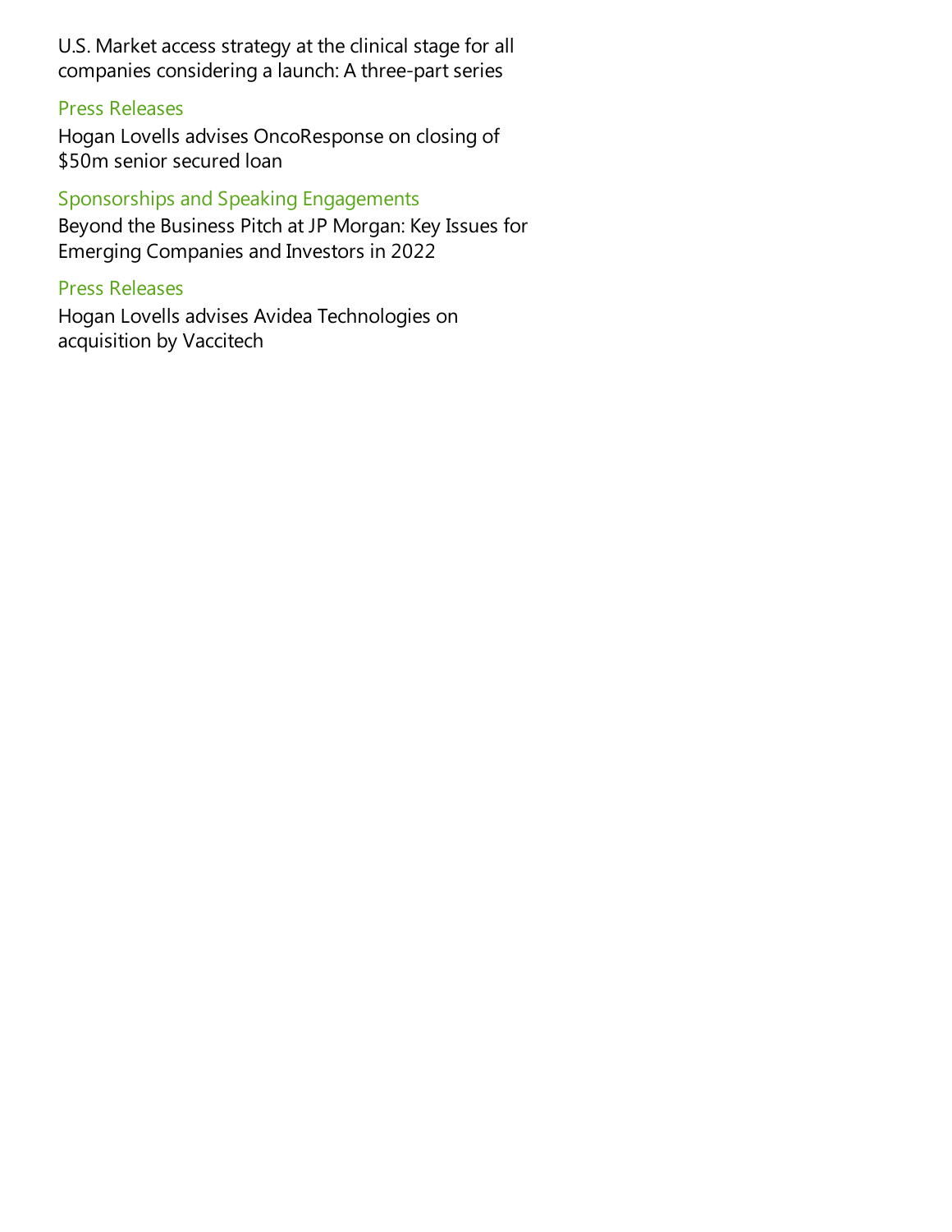U.S. Market access strategy at the clinical stage for all companies considering a launch: A three-part series

Press Releases

Hogan Lovells advises OncoResponse on closing of $50m senior secured loan

Sponsorships and Speaking Engagements

Beyond the Business Pitch at JP Morgan: Key Issues for Emerging Companies and Investors in 2022

Press Releases

Hogan Lovells advises Avidea Technologies on acquisition by Vaccitech